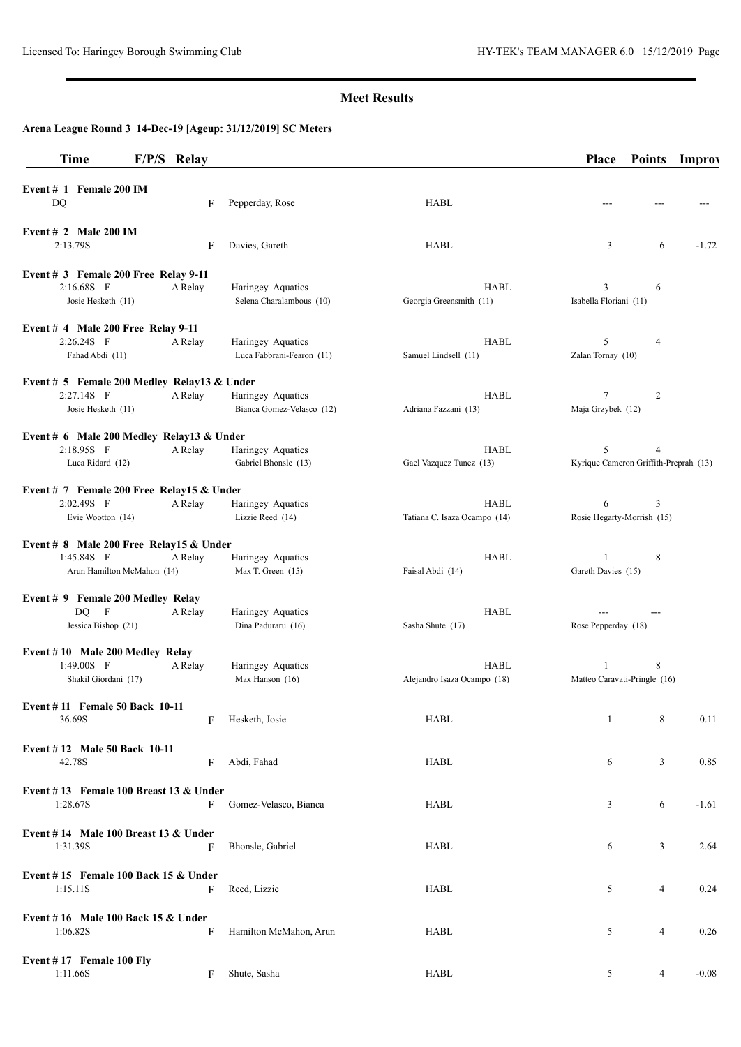Licensed To: Haringey Borough Swimming Club

HY-TEK's TEAM MANAGER 6.0 15/12/2019 Page

## Meet Results

### Arena League Round 3 14-Dec-19 [Ageup: 31/12/2019] SC Meters

| Time | F/P/S | Relay | | | Place | Points | Improv |
|---|---|---|---|---|---|---|---|
| **Event # 1 Female 200 IM** | | | | | | | |
| DQ | F | | Pepperday, Rose | HABL | --- | --- | --- |
| **Event # 2 Male 200 IM** | | | | | | | |
| 2:13.79S | F | | Davies, Gareth | HABL | 3 | 6 | -1.72 |
| **Event # 3 Female 200 Free Relay 9-11** | | | | | | | |
| 2:16.68S | F | A Relay | Haringey Aquatics | HABL | 3 | 6 | |
| Josie Hesketh (11) | | | Selena Charalambous (10) | Georgia Greensmith (11) | Isabella Floriani (11) | | |
| **Event # 4 Male 200 Free Relay 9-11** | | | | | | | |
| 2:26.24S | F | A Relay | Haringey Aquatics | HABL | 5 | 4 | |
| Fahad Abdi (11) | | | Luca Fabbrani-Fearon (11) | Samuel Lindsell (11) | Zalan Tornay (10) | | |
| **Event # 5 Female 200 Medley Relay13 & Under** | | | | | | | |
| 2:27.14S | F | A Relay | Haringey Aquatics | HABL | 7 | 2 | |
| Josie Hesketh (11) | | | Bianca Gomez-Velasco (12) | Adriana Fazzani (13) | Maja Grzybek (12) | | |
| **Event # 6 Male 200 Medley Relay13 & Under** | | | | | | | |
| 2:18.95S | F | A Relay | Haringey Aquatics | HABL | 5 | 4 | |
| Luca Ridard (12) | | | Gabriel Bhonsle (13) | Gael Vazquez Tunez (13) | Kyrique Cameron Griffith-Preprah (13) | | |
| **Event # 7 Female 200 Free Relay15 & Under** | | | | | | | |
| 2:02.49S | F | A Relay | Haringey Aquatics | HABL | 6 | 3 | |
| Evie Wootton (14) | | | Lizzie Reed (14) | Tatiana C. Isaza Ocampo (14) | Rosie Hegarty-Morrish (15) | | |
| **Event # 8 Male 200 Free Relay15 & Under** | | | | | | | |
| 1:45.84S | F | A Relay | Haringey Aquatics | HABL | 1 | 8 | |
| Arun Hamilton McMahon (14) | | | Max T. Green (15) | Faisal Abdi (14) | Gareth Davies (15) | | |
| **Event # 9 Female 200 Medley Relay** | | | | | | | |
| DQ | F | A Relay | Haringey Aquatics | HABL | --- | --- | |
| Jessica Bishop (21) | | | Dina Paduraru (16) | Sasha Shute (17) | Rose Pepperday (18) | | |
| **Event # 10 Male 200 Medley Relay** | | | | | | | |
| 1:49.00S | F | A Relay | Haringey Aquatics | HABL | 1 | 8 | |
| Shakil Giordani (17) | | | Max Hanson (16) | Alejandro Isaza Ocampo (18) | Matteo Caravati-Pringle (16) | | |
| **Event # 11 Female 50 Back 10-11** | | | | | | | |
| 36.69S | F | | Hesketh, Josie | HABL | 1 | 8 | 0.11 |
| **Event # 12 Male 50 Back 10-11** | | | | | | | |
| 42.78S | F | | Abdi, Fahad | HABL | 6 | 3 | 0.85 |
| **Event # 13 Female 100 Breast 13 & Under** | | | | | | | |
| 1:28.67S | F | | Gomez-Velasco, Bianca | HABL | 3 | 6 | -1.61 |
| **Event # 14 Male 100 Breast 13 & Under** | | | | | | | |
| 1:31.39S | F | | Bhonsle, Gabriel | HABL | 6 | 3 | 2.64 |
| **Event # 15 Female 100 Back 15 & Under** | | | | | | | |
| 1:15.11S | F | | Reed, Lizzie | HABL | 5 | 4 | 0.24 |
| **Event # 16 Male 100 Back 15 & Under** | | | | | | | |
| 1:06.82S | F | | Hamilton McMahon, Arun | HABL | 5 | 4 | 0.26 |
| **Event # 17 Female 100 Fly** | | | | | | | |
| 1:11.66S | F | | Shute, Sasha | HABL | 5 | 4 | -0.08 |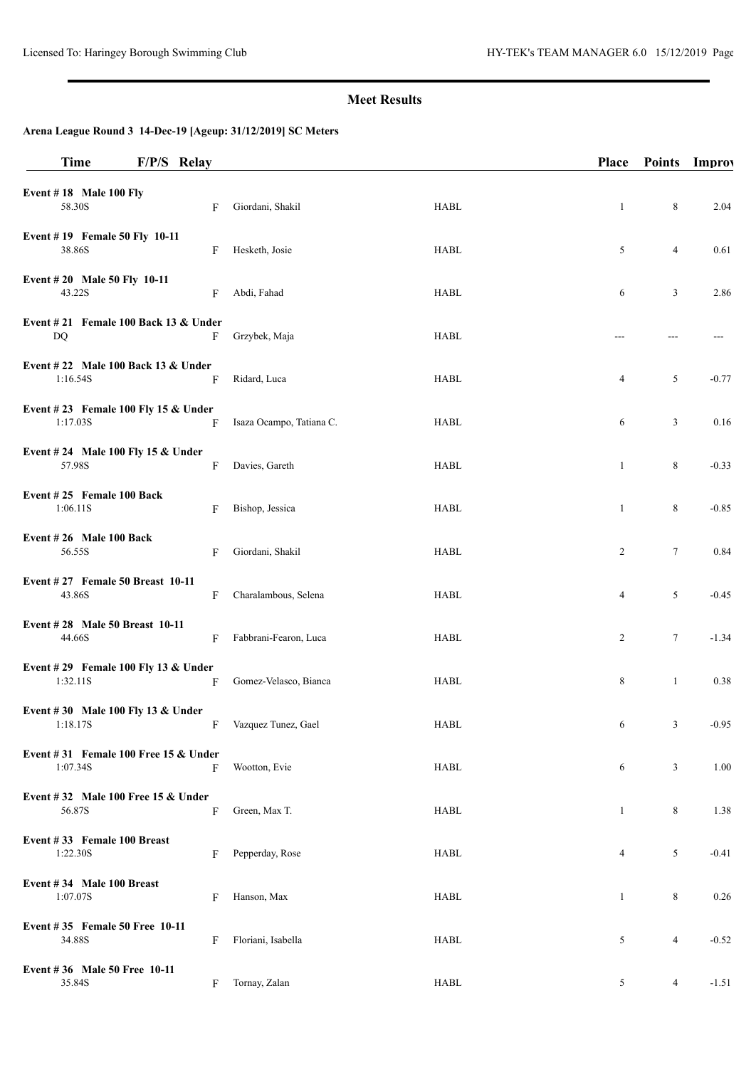## Meet Results

### Arena League Round 3 14-Dec-19 [Ageup: 31/12/2019] SC Meters

| Time | F/P/S | Relay | | | Place | Points | Improv |
|---|---|---|---|---|---|---|---|
| **Event # 18 Male 100 Fly** | | | | | | | |
| 58.30S | F | | Giordani, Shakil | HABL | 1 | 8 | 2.04 |
| **Event # 19 Female 50 Fly 10-11** | | | | | | | |
| 38.86S | F | | Hesketh, Josie | HABL | 5 | 4 | 0.61 |
| **Event # 20 Male 50 Fly 10-11** | | | | | | | |
| 43.22S | F | | Abdi, Fahad | HABL | 6 | 3 | 2.86 |
| **Event # 21 Female 100 Back 13 & Under** | | | | | | | |
| DQ | F | | Grzybek, Maja | HABL | --- | --- | --- |
| **Event # 22 Male 100 Back 13 & Under** | | | | | | | |
| 1:16.54S | F | | Ridard, Luca | HABL | 4 | 5 | -0.77 |
| **Event # 23 Female 100 Fly 15 & Under** | | | | | | | |
| 1:17.03S | F | | Isaza Ocampo, Tatiana C. | HABL | 6 | 3 | 0.16 |
| **Event # 24 Male 100 Fly 15 & Under** | | | | | | | |
| 57.98S | F | | Davies, Gareth | HABL | 1 | 8 | -0.33 |
| **Event # 25 Female 100 Back** | | | | | | | |
| 1:06.11S | F | | Bishop, Jessica | HABL | 1 | 8 | -0.85 |
| **Event # 26 Male 100 Back** | | | | | | | |
| 56.55S | F | | Giordani, Shakil | HABL | 2 | 7 | 0.84 |
| **Event # 27 Female 50 Breast 10-11** | | | | | | | |
| 43.86S | F | | Charalambous, Selena | HABL | 4 | 5 | -0.45 |
| **Event # 28 Male 50 Breast 10-11** | | | | | | | |
| 44.66S | F | | Fabbrani-Fearon, Luca | HABL | 2 | 7 | -1.34 |
| **Event # 29 Female 100 Fly 13 & Under** | | | | | | | |
| 1:32.11S | F | | Gomez-Velasco, Bianca | HABL | 8 | 1 | 0.38 |
| **Event # 30 Male 100 Fly 13 & Under** | | | | | | | |
| 1:18.17S | F | | Vazquez Tunez, Gael | HABL | 6 | 3 | -0.95 |
| **Event # 31 Female 100 Free 15 & Under** | | | | | | | |
| 1:07.34S | F | | Wootton, Evie | HABL | 6 | 3 | 1.00 |
| **Event # 32 Male 100 Free 15 & Under** | | | | | | | |
| 56.87S | F | | Green, Max T. | HABL | 1 | 8 | 1.38 |
| **Event # 33 Female 100 Breast** | | | | | | | |
| 1:22.30S | F | | Pepperday, Rose | HABL | 4 | 5 | -0.41 |
| **Event # 34 Male 100 Breast** | | | | | | | |
| 1:07.07S | F | | Hanson, Max | HABL | 1 | 8 | 0.26 |
| **Event # 35 Female 50 Free 10-11** | | | | | | | |
| 34.88S | F | | Floriani, Isabella | HABL | 5 | 4 | -0.52 |
| **Event # 36 Male 50 Free 10-11** | | | | | | | |
| 35.84S | F | | Tornay, Zalan | HABL | 5 | 4 | -1.51 |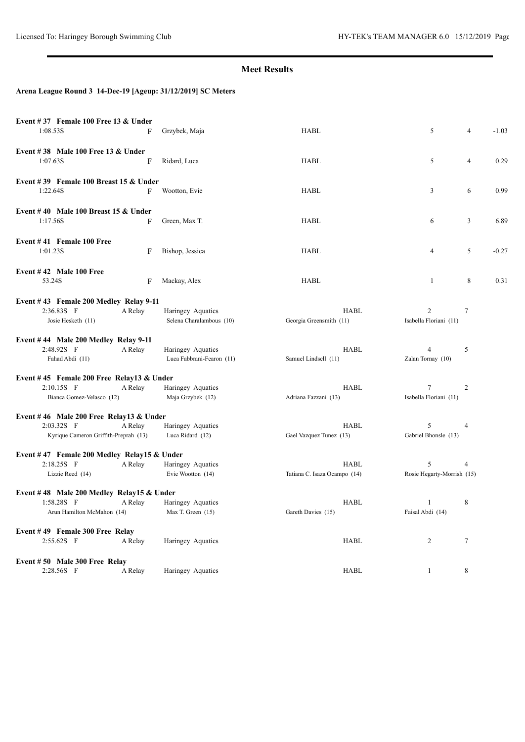## Meet Results

**Arena League Round 3 14-Dec-19 [Ageup: 31/12/2019] SC Meters**

**Event # 37 Female 100 Free 13 & Under**

| | | | | | | |
|---|---|---|---|---|---|---|
| 1:08.53S | F | Grzybek, Maja | HABL | 5 | 4 | -1.03 |

**Event # 38 Male 100 Free 13 & Under**

| | | | | | | |
|---|---|---|---|---|---|---|
| 1:07.63S | F | Ridard, Luca | HABL | 5 | 4 | 0.29 |

**Event # 39 Female 100 Breast 15 & Under**

| | | | | | | |
|---|---|---|---|---|---|---|
| 1:22.64S | F | Wootton, Evie | HABL | 3 | 6 | 0.99 |

**Event # 40 Male 100 Breast 15 & Under**

| | | | | | | |
|---|---|---|---|---|---|---|
| 1:17.56S | F | Green, Max T. | HABL | 6 | 3 | 6.89 |

**Event # 41 Female 100 Free**

| | | | | | | |
|---|---|---|---|---|---|---|
| 1:01.23S | F | Bishop, Jessica | HABL | 4 | 5 | -0.27 |

**Event # 42 Male 100 Free**

| | | | | | | |
|---|---|---|---|---|---|---|
| 53.24S | F | Mackay, Alex | HABL | 1 | 8 | 0.31 |

**Event # 43 Female 200 Medley Relay 9-11**

| | | | | | |
|---|---|---|---|---|---|
| 2:36.83S F | A Relay | Haringey Aquatics | HABL | 2 | 7 |
| Josie Hesketh (11) | | Selena Charalambous (10) | Georgia Greensmith (11) | Isabella Floriani (11) | |

**Event # 44 Male 200 Medley Relay 9-11**

| | | | | | |
|---|---|---|---|---|---|
| 2:48.92S F | A Relay | Haringey Aquatics | HABL | 4 | 5 |
| Fahad Abdi (11) | | Luca Fabbrani-Fearon (11) | Samuel Lindsell (11) | Zalan Tornay (10) | |

**Event # 45 Female 200 Free Relay13 & Under**

| | | | | | |
|---|---|---|---|---|---|
| 2:10.15S F | A Relay | Haringey Aquatics | HABL | 7 | 2 |
| Bianca Gomez-Velasco (12) | | Maja Grzybek (12) | Adriana Fazzani (13) | Isabella Floriani (11) | |

**Event # 46 Male 200 Free Relay13 & Under**

| | | | | | |
|---|---|---|---|---|---|
| 2:03.32S F | A Relay | Haringey Aquatics | HABL | 5 | 4 |
| Kyrique Cameron Griffith-Preprah (13) | | Luca Ridard (12) | Gael Vazquez Tunez (13) | Gabriel Bhonsle (13) | |

**Event # 47 Female 200 Medley Relay15 & Under**

| | | | | | |
|---|---|---|---|---|---|
| 2:18.25S F | A Relay | Haringey Aquatics | HABL | 5 | 4 |
| Lizzie Reed (14) | | Evie Wootton (14) | Tatiana C. Isaza Ocampo (14) | Rosie Hegarty-Morrish (15) | |

**Event # 48 Male 200 Medley Relay15 & Under**

| | | | | | |
|---|---|---|---|---|---|
| 1:58.28S F | A Relay | Haringey Aquatics | HABL | 1 | 8 |
| Arun Hamilton McMahon (14) | | Max T. Green (15) | Gareth Davies (15) | Faisal Abdi (14) | |

**Event # 49 Female 300 Free Relay**

| | | | | | |
|---|---|---|---|---|---|
| 2:55.62S F | A Relay | Haringey Aquatics | HABL | 2 | 7 |

**Event # 50 Male 300 Free Relay**

| | | | | | |
|---|---|---|---|---|---|
| 2:28.56S F | A Relay | Haringey Aquatics | HABL | 1 | 8 |